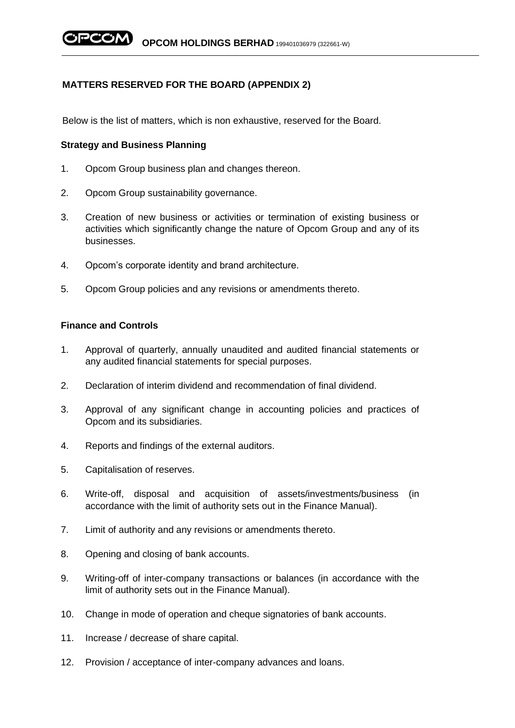## MATTERS RESERVED FOR THE BOARD (APPENDIX 2)

Below is the list of matters, which is non exhaustive, reserved for the Board.

**Strategy and Business Planning**

1. Opcom Group business plan and changes thereon.
2. Opcom Group sustainability governance.
3. Creation of new business or activities or termination of existing business or activities which significantly change the nature of Opcom Group and any of its businesses.
4. Opcom's corporate identity and brand architecture.
5. Opcom Group policies and any revisions or amendments thereto.

**Finance and Controls**

1. Approval of quarterly, annually unaudited and audited financial statements or any audited financial statements for special purposes.
2. Declaration of interim dividend and recommendation of final dividend.
3. Approval of any significant change in accounting policies and practices of Opcom and its subsidiaries.
4. Reports and findings of the external auditors.
5. Capitalisation of reserves.
6. Write-off, disposal and acquisition of assets/investments/business (in accordance with the limit of authority sets out in the Finance Manual).
7. Limit of authority and any revisions or amendments thereto.
8. Opening and closing of bank accounts.
9. Writing-off of inter-company transactions or balances (in accordance with the limit of authority sets out in the Finance Manual).
10. Change in mode of operation and cheque signatories of bank accounts.
11. Increase / decrease of share capital.
12. Provision / acceptance of inter-company advances and loans.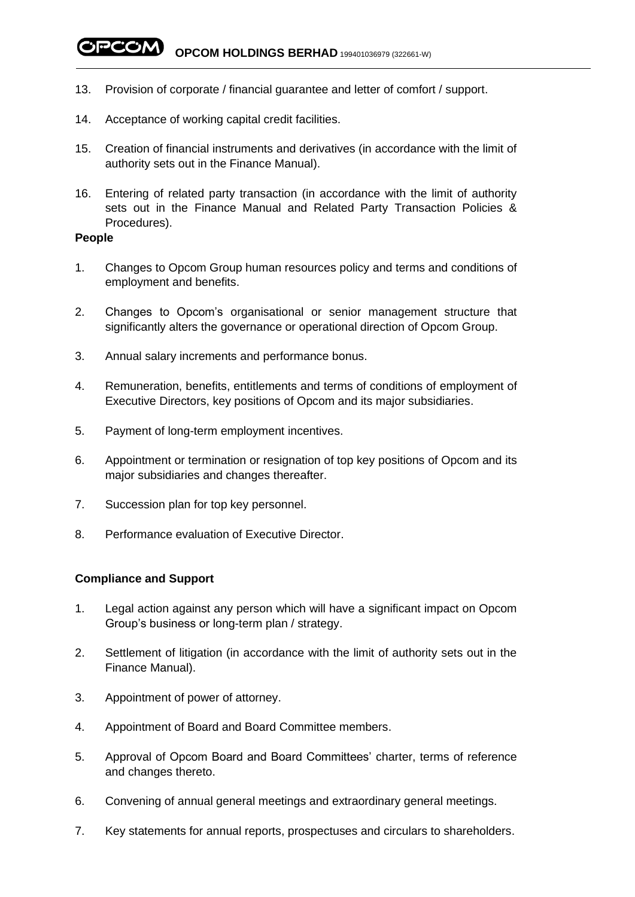13. Provision of corporate / financial guarantee and letter of comfort / support.

14. Acceptance of working capital credit facilities.

15. Creation of financial instruments and derivatives (in accordance with the limit of authority sets out in the Finance Manual).

16. Entering of related party transaction (in accordance with the limit of authority sets out in the Finance Manual and Related Party Transaction Policies & Procedures).

**People**

1. Changes to Opcom Group human resources policy and terms and conditions of employment and benefits.

2. Changes to Opcom's organisational or senior management structure that significantly alters the governance or operational direction of Opcom Group.

3. Annual salary increments and performance bonus.

4. Remuneration, benefits, entitlements and terms of conditions of employment of Executive Directors, key positions of Opcom and its major subsidiaries.

5. Payment of long-term employment incentives.

6. Appointment or termination or resignation of top key positions of Opcom and its major subsidiaries and changes thereafter.

7. Succession plan for top key personnel.

8. Performance evaluation of Executive Director.

**Compliance and Support**

1. Legal action against any person which will have a significant impact on Opcom Group's business or long-term plan / strategy.

2. Settlement of litigation (in accordance with the limit of authority sets out in the Finance Manual).

3. Appointment of power of attorney.

4. Appointment of Board and Board Committee members.

5. Approval of Opcom Board and Board Committees' charter, terms of reference and changes thereto.

6. Convening of annual general meetings and extraordinary general meetings.

7. Key statements for annual reports, prospectuses and circulars to shareholders.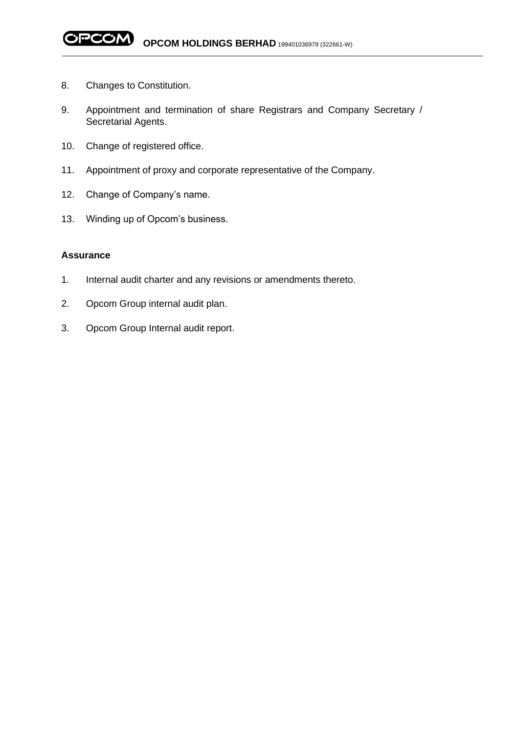8. Changes to Constitution.

9. Appointment and termination of share Registrars and Company Secretary / Secretarial Agents.

10. Change of registered office.

11. Appointment of proxy and corporate representative of the Company.

12. Change of Company's name.

13. Winding up of Opcom's business.

**Assurance**

1. Internal audit charter and any revisions or amendments thereto.

2. Opcom Group internal audit plan.

3. Opcom Group Internal audit report.